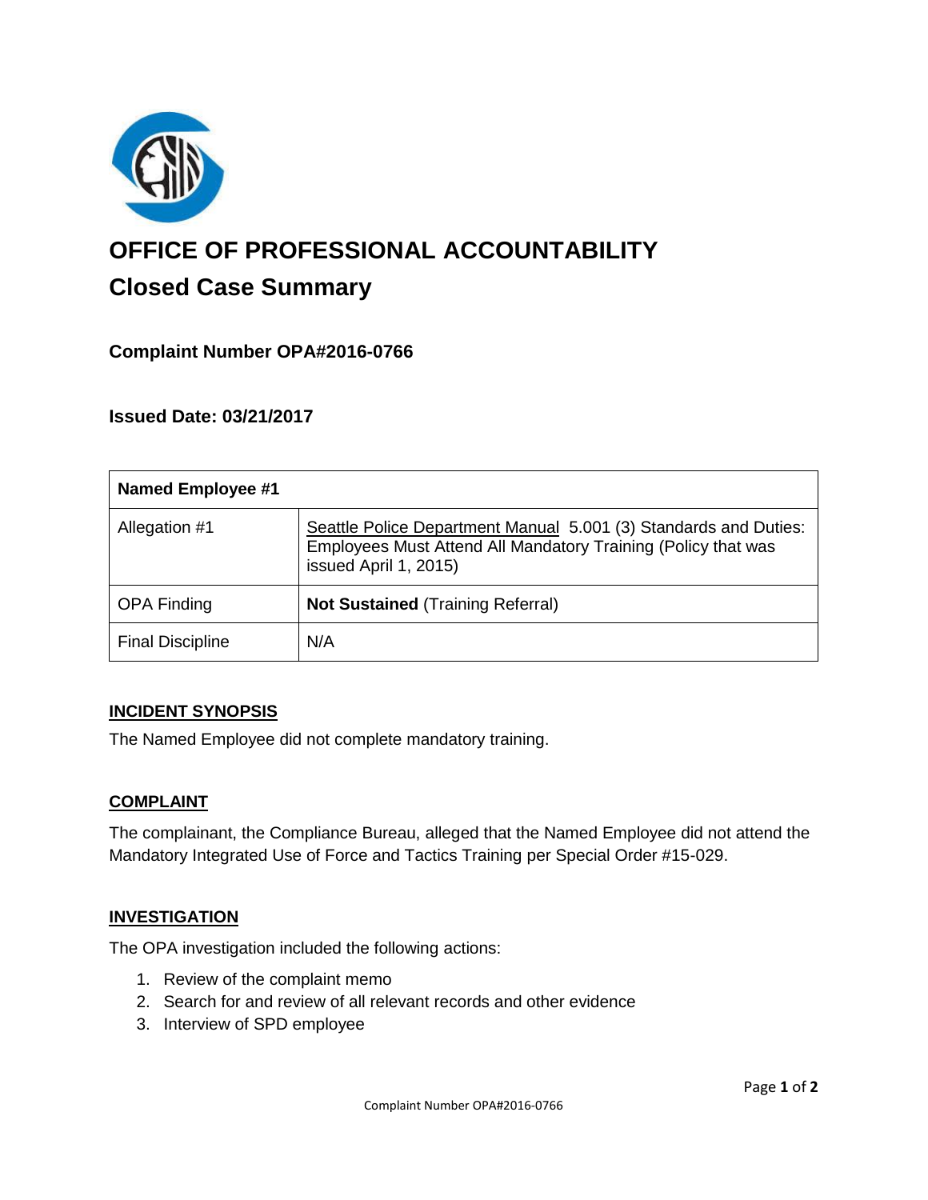# OFFICE OF PROFESSIONAL ACCOUNTABILITY

## Closed Case Summary

### Complaint Number OPA#2016-0766

### Issued Date: 03/21/2017

| Named Employee #1 | |
|---|---|
| Allegation #1 | Seattle Police Department Manual 5.001 (3) Standards and Duties: Employees Must Attend All Mandatory Training (Policy that was issued April 1, 2015) |
| OPA Finding | **Not Sustained** (Training Referral) |
| Final Discipline | N/A |

### INCIDENT SYNOPSIS

The Named Employee did not complete mandatory training.

### COMPLAINT

The complainant, the Compliance Bureau, alleged that the Named Employee did not attend the Mandatory Integrated Use of Force and Tactics Training per Special Order #15-029.

### INVESTIGATION

The OPA investigation included the following actions:

1. Review of the complaint memo
2. Search for and review of all relevant records and other evidence
3. Interview of SPD employee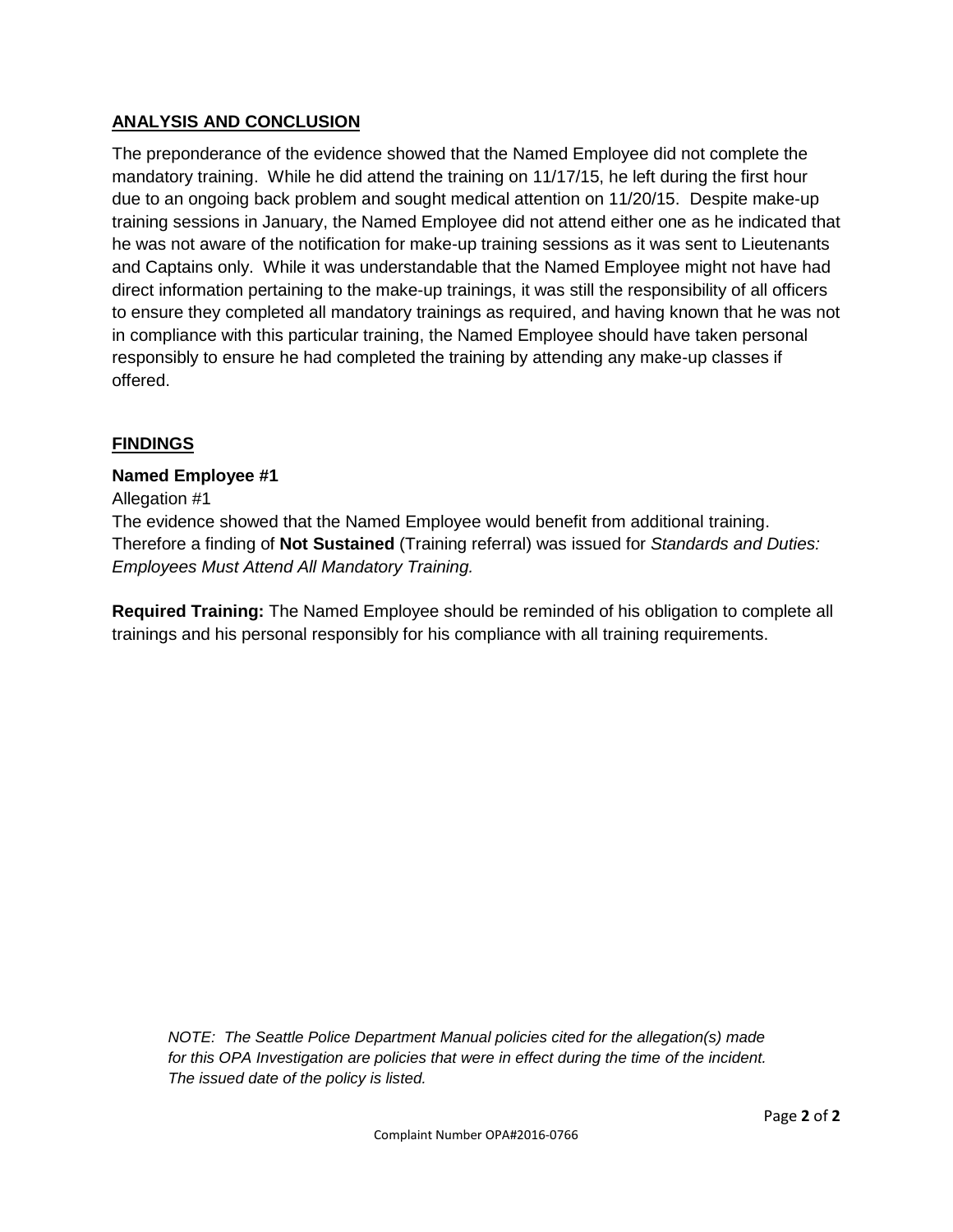## ANALYSIS AND CONCLUSION

The preponderance of the evidence showed that the Named Employee did not complete the mandatory training. While he did attend the training on 11/17/15, he left during the first hour due to an ongoing back problem and sought medical attention on 11/20/15. Despite make-up training sessions in January, the Named Employee did not attend either one as he indicated that he was not aware of the notification for make-up training sessions as it was sent to Lieutenants and Captains only. While it was understandable that the Named Employee might not have had direct information pertaining to the make-up trainings, it was still the responsibility of all officers to ensure they completed all mandatory trainings as required, and having known that he was not in compliance with this particular training, the Named Employee should have taken personal responsibly to ensure he had completed the training by attending any make-up classes if offered.

## FINDINGS

**Named Employee #1**

Allegation #1

The evidence showed that the Named Employee would benefit from additional training. Therefore a finding of **Not Sustained** (Training referral) was issued for *Standards and Duties: Employees Must Attend All Mandatory Training.*

**Required Training:** The Named Employee should be reminded of his obligation to complete all trainings and his personal responsibly for his compliance with all training requirements.

*NOTE: The Seattle Police Department Manual policies cited for the allegation(s) made for this OPA Investigation are policies that were in effect during the time of the incident. The issued date of the policy is listed.*

Complaint Number OPA#2016-0766